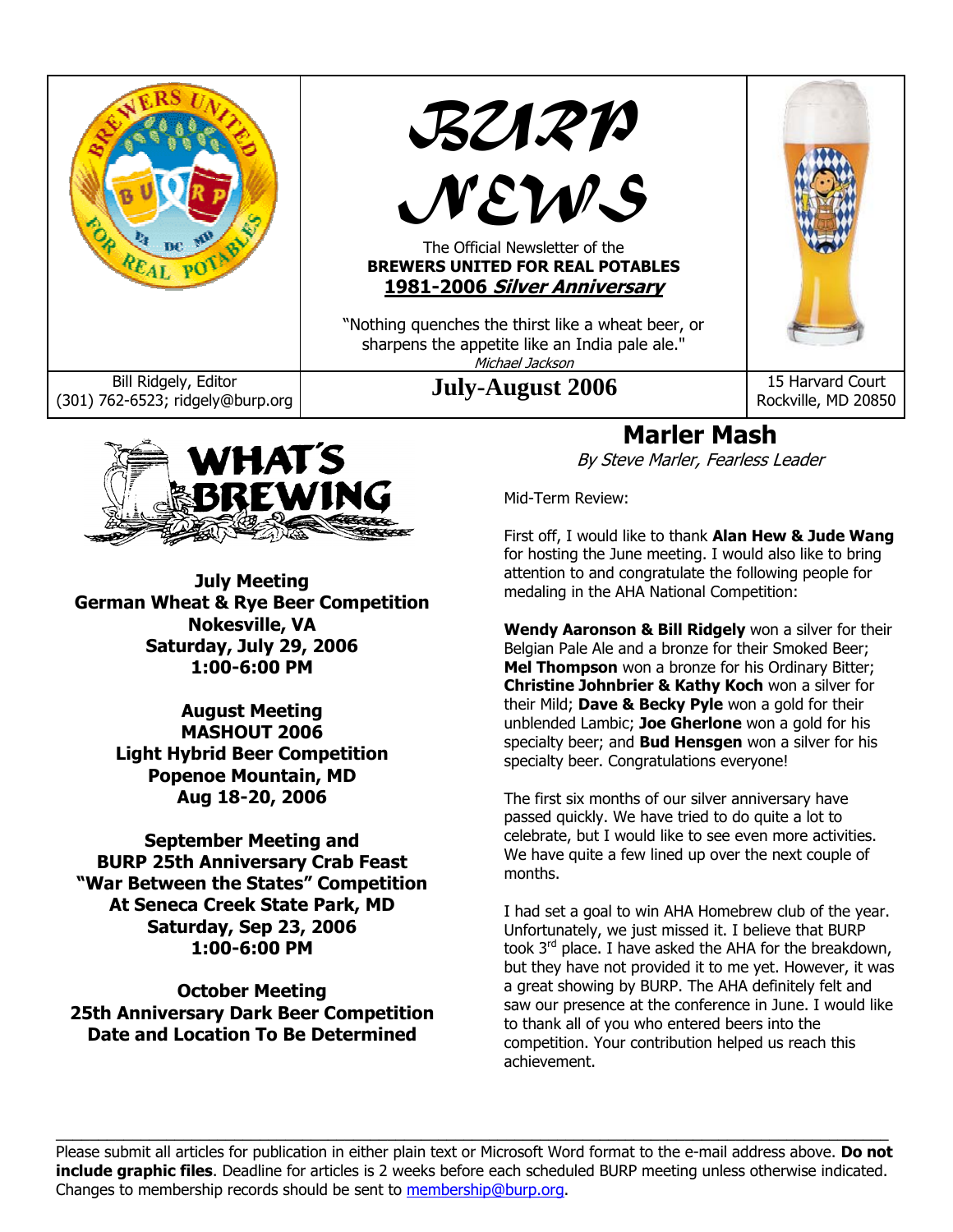# BURP NEWS

The Official Newsletter of the
**BREWERS UNITED FOR REAL POTABLES**
**1981-2006 *Silver Anniversary***

"Nothing quenches the thirst like a wheat beer, or sharpens the appetite like an India pale ale."
*Michael Jackson*

Bill Ridgely, Editor
(301) 762-6523; ridgely@burp.org

**July-August 2006**

15 Harvard Court
Rockville, MD 20850

## WHAT'S BREWING

**July Meeting**
**German Wheat & Rye Beer Competition**
**Nokesville, VA**
**Saturday, July 29, 2006**
**1:00-6:00 PM**

**August Meeting**
**MASHOUT 2006**
**Light Hybrid Beer Competition**
**Popenoe Mountain, MD**
**Aug 18-20, 2006**

**September Meeting and**
**BURP 25th Anniversary Crab Feast**
**"War Between the States" Competition**
**At Seneca Creek State Park, MD**
**Saturday, Sep 23, 2006**
**1:00-6:00 PM**

**October Meeting**
**25th Anniversary Dark Beer Competition**
**Date and Location To Be Determined**

## Marler Mash

*By Steve Marler, Fearless Leader*

Mid-Term Review:

First off, I would like to thank **Alan Hew & Jude Wang** for hosting the June meeting. I would also like to bring attention to and congratulate the following people for medaling in the AHA National Competition:

**Wendy Aaronson & Bill Ridgely** won a silver for their Belgian Pale Ale and a bronze for their Smoked Beer; **Mel Thompson** won a bronze for his Ordinary Bitter; **Christine Johnbrier & Kathy Koch** won a silver for their Mild; **Dave & Becky Pyle** won a gold for their unblended Lambic; **Joe Gherlone** won a gold for his specialty beer; and **Bud Hensgen** won a silver for his specialty beer. Congratulations everyone!

The first six months of our silver anniversary have passed quickly. We have tried to do quite a lot to celebrate, but I would like to see even more activities. We have quite a few lined up over the next couple of months.

I had set a goal to win AHA Homebrew club of the year. Unfortunately, we just missed it. I believe that BURP took 3rd place. I have asked the AHA for the breakdown, but they have not provided it to me yet. However, it was a great showing by BURP. The AHA definitely felt and saw our presence at the conference in June. I would like to thank all of you who entered beers into the competition. Your contribution helped us reach this achievement.

---

Please submit all articles for publication in either plain text or Microsoft Word format to the e-mail address above. **Do not include graphic files**. Deadline for articles is 2 weeks before each scheduled BURP meeting unless otherwise indicated. Changes to membership records should be sent to membership@burp.org.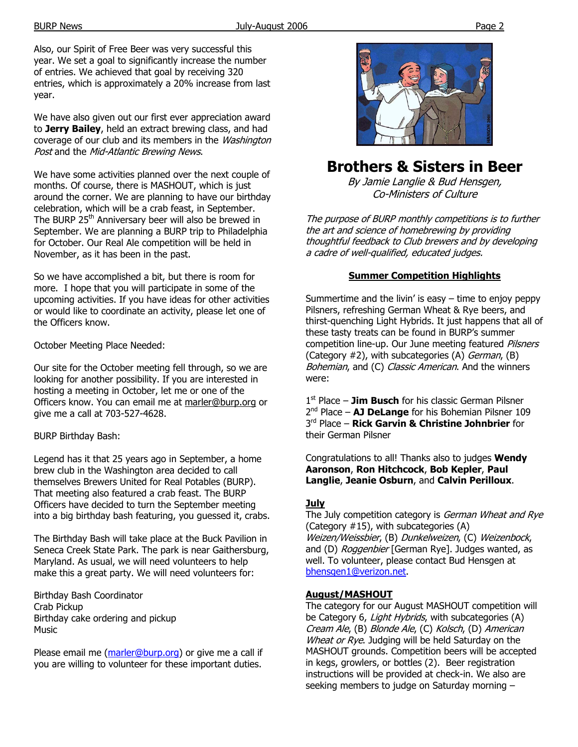Also, our Spirit of Free Beer was very successful this year. We set a goal to significantly increase the number of entries. We achieved that goal by receiving 320 entries, which is approximately a 20% increase from last year.

We have also given out our first ever appreciation award to **Jerry Bailey**, held an extract brewing class, and had coverage of our club and its members in the *Washington Post* and the *Mid-Atlantic Brewing News*.

We have some activities planned over the next couple of months. Of course, there is MASHOUT, which is just around the corner. We are planning to have our birthday celebration, which will be a crab feast, in September. The BURP 25th Anniversary beer will also be brewed in September. We are planning a BURP trip to Philadelphia for October. Our Real Ale competition will be held in November, as it has been in the past.

So we have accomplished a bit, but there is room for more. I hope that you will participate in some of the upcoming activities. If you have ideas for other activities or would like to coordinate an activity, please let one of the Officers know.

October Meeting Place Needed:

Our site for the October meeting fell through, so we are looking for another possibility. If you are interested in hosting a meeting in October, let me or one of the Officers know. You can email me at marler@burp.org or give me a call at 703-527-4628.

BURP Birthday Bash:

Legend has it that 25 years ago in September, a home brew club in the Washington area decided to call themselves Brewers United for Real Potables (BURP). That meeting also featured a crab feast. The BURP Officers have decided to turn the September meeting into a big birthday bash featuring, you guessed it, crabs.

The Birthday Bash will take place at the Buck Pavilion in Seneca Creek State Park. The park is near Gaithersburg, Maryland. As usual, we will need volunteers to help make this a great party. We will need volunteers for:

Birthday Bash Coordinator
Crab Pickup
Birthday cake ordering and pickup
Music

Please email me (marler@burp.org) or give me a call if you are willing to volunteer for these important duties.

# Brothers & Sisters in Beer

*By Jamie Langlie & Bud Hensgen, Co-Ministers of Culture*

*The purpose of BURP monthly competitions is to further the art and science of homebrewing by providing thoughtful feedback to Club brewers and by developing a cadre of well-qualified, educated judges.*

## Summer Competition Highlights

Summertime and the livin' is easy – time to enjoy peppy Pilsners, refreshing German Wheat & Rye beers, and thirst-quenching Light Hybrids. It just happens that all of these tasty treats can be found in BURP's summer competition line-up. Our June meeting featured *Pilsners* (Category #2), with subcategories (A) *German*, (B) *Bohemian*, and (C) *Classic American*. And the winners were:

1st Place – **Jim Busch** for his classic German Pilsner
2nd Place – **AJ DeLange** for his Bohemian Pilsner 109
3rd Place – **Rick Garvin & Christine Johnbrier** for their German Pilsner

Congratulations to all! Thanks also to judges **Wendy Aaronson**, **Ron Hitchcock**, **Bob Kepler**, **Paul Langlie**, **Jeanie Osburn**, and **Calvin Perilloux**.

### July

The July competition category is *German Wheat and Rye* (Category #15), with subcategories (A) *Weizen/Weissbier*, (B) *Dunkelweizen*, (C) *Weizenbock*, and (D) *Roggenbier* [German Rye]. Judges wanted, as well. To volunteer, please contact Bud Hensgen at bhensgen1@verizon.net.

### August/MASHOUT

The category for our August MASHOUT competition will be Category 6, *Light Hybrids*, with subcategories (A) *Cream Ale*, (B) *Blonde Ale*, (C) *Kolsch*, (D) *American Wheat or Rye*. Judging will be held Saturday on the MASHOUT grounds. Competition beers will be accepted in kegs, growlers, or bottles (2). Beer registration instructions will be provided at check-in. We also are seeking members to judge on Saturday morning –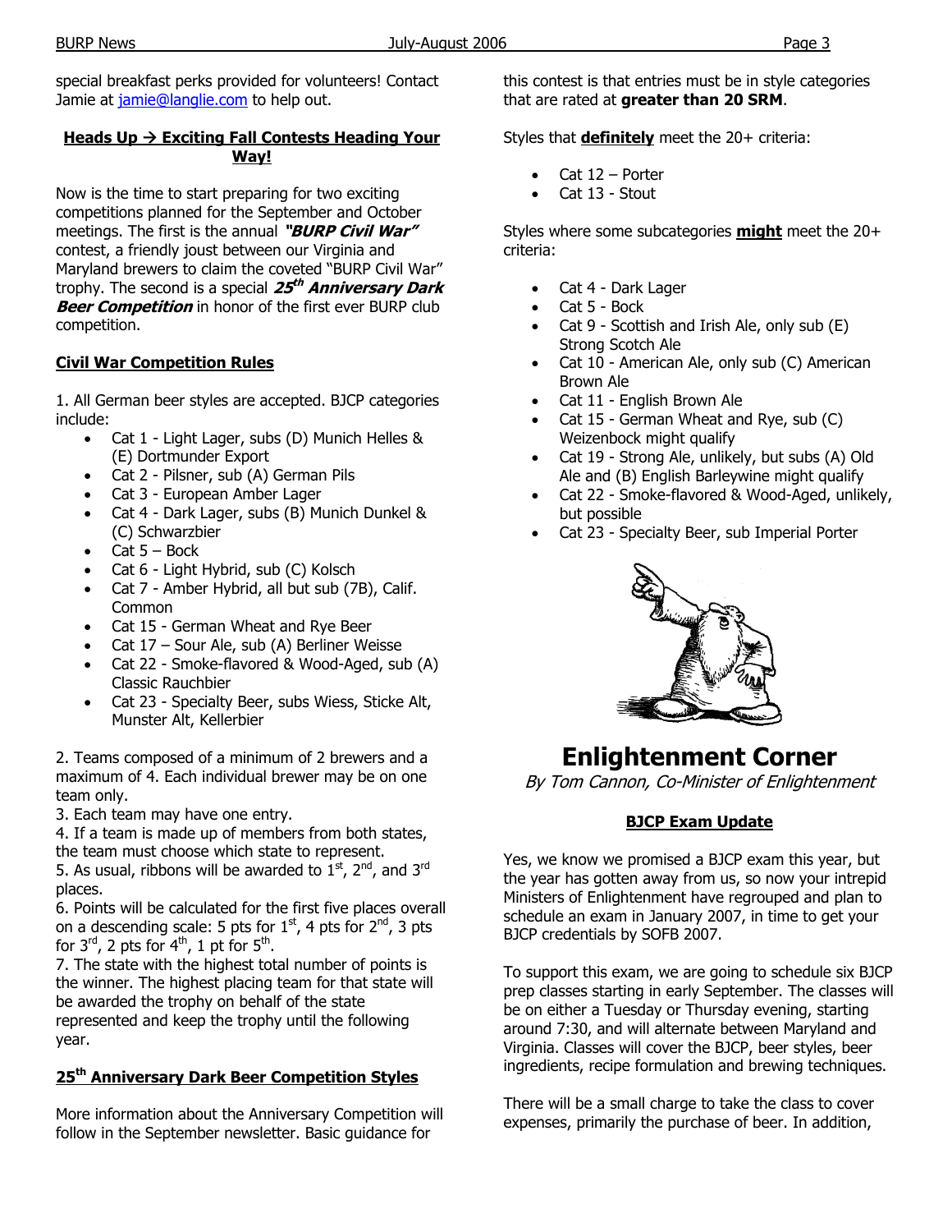special breakfast perks provided for volunteers! Contact Jamie at jamie@langlie.com to help out.

## Heads Up → Exciting Fall Contests Heading Your Way!

Now is the time to start preparing for two exciting competitions planned for the September and October meetings. The first is the annual ***"BURP Civil War"*** contest, a friendly joust between our Virginia and Maryland brewers to claim the coveted "BURP Civil War" trophy. The second is a special ***25th Anniversary Dark Beer Competition*** in honor of the first ever BURP club competition.

### Civil War Competition Rules

1. All German beer styles are accepted. BJCP categories include:
    - Cat 1 - Light Lager, subs (D) Munich Helles & (E) Dortmunder Export
    - Cat 2 - Pilsner, sub (A) German Pils
    - Cat 3 - European Amber Lager
    - Cat 4 - Dark Lager, subs (B) Munich Dunkel & (C) Schwarzbier
    - Cat 5 – Bock
    - Cat 6 - Light Hybrid, sub (C) Kolsch
    - Cat 7 - Amber Hybrid, all but sub (7B), Calif. Common
    - Cat 15 - German Wheat and Rye Beer
    - Cat 17 – Sour Ale, sub (A) Berliner Weisse
    - Cat 22 - Smoke-flavored & Wood-Aged, sub (A) Classic Rauchbier
    - Cat 23 - Specialty Beer, subs Wiess, Sticke Alt, Munster Alt, Kellerbier

2. Teams composed of a minimum of 2 brewers and a maximum of 4. Each individual brewer may be on one team only.
3. Each team may have one entry.
4. If a team is made up of members from both states, the team must choose which state to represent.
5. As usual, ribbons will be awarded to 1st, 2nd, and 3rd places.
6. Points will be calculated for the first five places overall on a descending scale: 5 pts for 1st, 4 pts for 2nd, 3 pts for 3rd, 2 pts for 4th, 1 pt for 5th.
7. The state with the highest total number of points is the winner. The highest placing team for that state will be awarded the trophy on behalf of the state represented and keep the trophy until the following year.

### 25th Anniversary Dark Beer Competition Styles

More information about the Anniversary Competition will follow in the September newsletter. Basic guidance for this contest is that entries must be in style categories that are rated at **greater than 20 SRM**.

Styles that **definitely** meet the 20+ criteria:

- Cat 12 – Porter
- Cat 13 - Stout

Styles where some subcategories **might** meet the 20+ criteria:

- Cat 4 - Dark Lager
- Cat 5 - Bock
- Cat 9 - Scottish and Irish Ale, only sub (E) Strong Scotch Ale
- Cat 10 - American Ale, only sub (C) American Brown Ale
- Cat 11 - English Brown Ale
- Cat 15 - German Wheat and Rye, sub (C) Weizenbock might qualify
- Cat 19 - Strong Ale, unlikely, but subs (A) Old Ale and (B) English Barleywine might qualify
- Cat 22 - Smoke-flavored & Wood-Aged, unlikely, but possible
- Cat 23 - Specialty Beer, sub Imperial Porter

# Enlightenment Corner

*By Tom Cannon, Co-Minister of Enlightenment*

### BJCP Exam Update

Yes, we know we promised a BJCP exam this year, but the year has gotten away from us, so now your intrepid Ministers of Enlightenment have regrouped and plan to schedule an exam in January 2007, in time to get your BJCP credentials by SOFB 2007.

To support this exam, we are going to schedule six BJCP prep classes starting in early September. The classes will be on either a Tuesday or Thursday evening, starting around 7:30, and will alternate between Maryland and Virginia. Classes will cover the BJCP, beer styles, beer ingredients, recipe formulation and brewing techniques.

There will be a small charge to take the class to cover expenses, primarily the purchase of beer. In addition,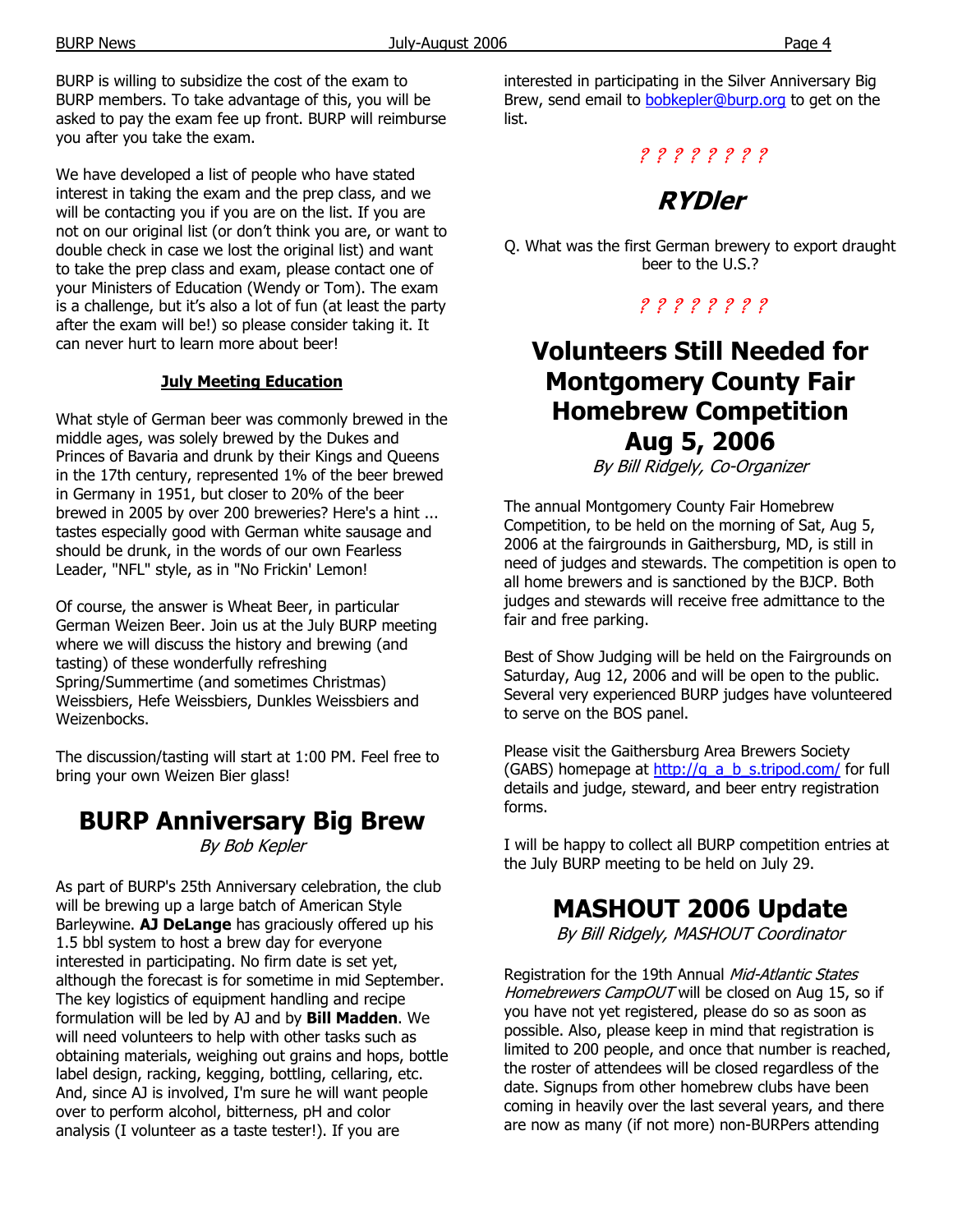BURP is willing to subsidize the cost of the exam to BURP members. To take advantage of this, you will be asked to pay the exam fee up front. BURP will reimburse you after you take the exam.

We have developed a list of people who have stated interest in taking the exam and the prep class, and we will be contacting you if you are on the list. If you are not on our original list (or don't think you are, or want to double check in case we lost the original list) and want to take the prep class and exam, please contact one of your Ministers of Education (Wendy or Tom). The exam is a challenge, but it's also a lot of fun (at least the party after the exam will be!) so please consider taking it. It can never hurt to learn more about beer!

**July Meeting Education**

What style of German beer was commonly brewed in the middle ages, was solely brewed by the Dukes and Princes of Bavaria and drunk by their Kings and Queens in the 17th century, represented 1% of the beer brewed in Germany in 1951, but closer to 20% of the beer brewed in 2005 by over 200 breweries? Here's a hint ... tastes especially good with German white sausage and should be drunk, in the words of our own Fearless Leader, "NFL" style, as in "No Frickin' Lemon!

Of course, the answer is Wheat Beer, in particular German Weizen Beer. Join us at the July BURP meeting where we will discuss the history and brewing (and tasting) of these wonderfully refreshing Spring/Summertime (and sometimes Christmas) Weissbiers, Hefe Weissbiers, Dunkles Weissbiers and Weizenbocks.

The discussion/tasting will start at 1:00 PM. Feel free to bring your own Weizen Bier glass!

# BURP Anniversary Big Brew

*By Bob Kepler*

As part of BURP's 25th Anniversary celebration, the club will be brewing up a large batch of American Style Barleywine. **AJ DeLange** has graciously offered up his 1.5 bbl system to host a brew day for everyone interested in participating. No firm date is set yet, although the forecast is for sometime in mid September. The key logistics of equipment handling and recipe formulation will be led by AJ and by **Bill Madden**. We will need volunteers to help with other tasks such as obtaining materials, weighing out grains and hops, bottle label design, racking, kegging, bottling, cellaring, etc. And, since AJ is involved, I'm sure he will want people over to perform alcohol, bitterness, pH and color analysis (I volunteer as a taste tester!). If you are interested in participating in the Silver Anniversary Big Brew, send email to bobkepler@burp.org to get on the list.

? ? ? ? ? ? ? ?

## RYDler

Q. What was the first German brewery to export draught beer to the U.S.?

? ? ? ? ? ? ? ?

# Volunteers Still Needed for Montgomery County Fair Homebrew Competition Aug 5, 2006

*By Bill Ridgely, Co-Organizer*

The annual Montgomery County Fair Homebrew Competition, to be held on the morning of Sat, Aug 5, 2006 at the fairgrounds in Gaithersburg, MD, is still in need of judges and stewards. The competition is open to all home brewers and is sanctioned by the BJCP. Both judges and stewards will receive free admittance to the fair and free parking.

Best of Show Judging will be held on the Fairgrounds on Saturday, Aug 12, 2006 and will be open to the public. Several very experienced BURP judges have volunteered to serve on the BOS panel.

Please visit the Gaithersburg Area Brewers Society (GABS) homepage at http://g_a_b_s.tripod.com/ for full details and judge, steward, and beer entry registration forms.

I will be happy to collect all BURP competition entries at the July BURP meeting to be held on July 29.

# MASHOUT 2006 Update

*By Bill Ridgely, MASHOUT Coordinator*

Registration for the 19th Annual *Mid-Atlantic States Homebrewers CampOUT* will be closed on Aug 15, so if you have not yet registered, please do so as soon as possible. Also, please keep in mind that registration is limited to 200 people, and once that number is reached, the roster of attendees will be closed regardless of the date. Signups from other homebrew clubs have been coming in heavily over the last several years, and there are now as many (if not more) non-BURPers attending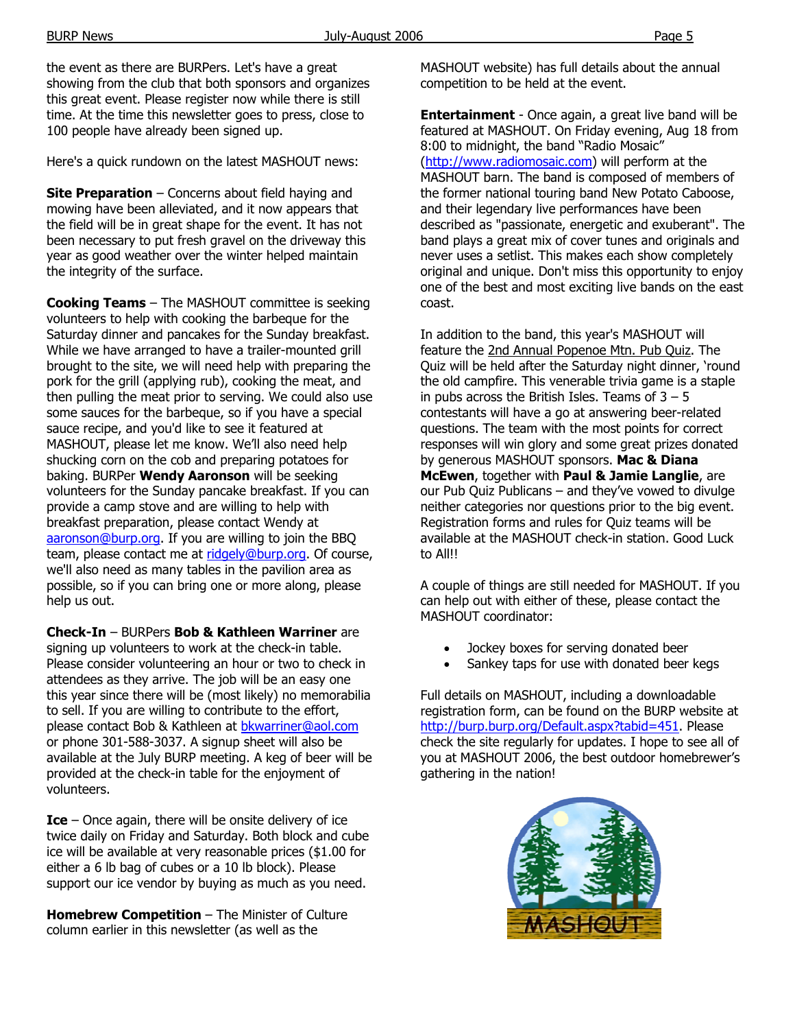the event as there are BURPers. Let's have a great showing from the club that both sponsors and organizes this great event. Please register now while there is still time. At the time this newsletter goes to press, close to 100 people have already been signed up.

Here's a quick rundown on the latest MASHOUT news:

**Site Preparation** – Concerns about field haying and mowing have been alleviated, and it now appears that the field will be in great shape for the event. It has not been necessary to put fresh gravel on the driveway this year as good weather over the winter helped maintain the integrity of the surface.

**Cooking Teams** – The MASHOUT committee is seeking volunteers to help with cooking the barbeque for the Saturday dinner and pancakes for the Sunday breakfast. While we have arranged to have a trailer-mounted grill brought to the site, we will need help with preparing the pork for the grill (applying rub), cooking the meat, and then pulling the meat prior to serving. We could also use some sauces for the barbeque, so if you have a special sauce recipe, and you'd like to see it featured at MASHOUT, please let me know. We'll also need help shucking corn on the cob and preparing potatoes for baking. BURPer **Wendy Aaronson** will be seeking volunteers for the Sunday pancake breakfast. If you can provide a camp stove and are willing to help with breakfast preparation, please contact Wendy at aaronson@burp.org. If you are willing to join the BBQ team, please contact me at ridgely@burp.org. Of course, we'll also need as many tables in the pavilion area as possible, so if you can bring one or more along, please help us out.

**Check-In** – BURPers **Bob & Kathleen Warriner** are signing up volunteers to work at the check-in table. Please consider volunteering an hour or two to check in attendees as they arrive. The job will be an easy one this year since there will be (most likely) no memorabilia to sell. If you are willing to contribute to the effort, please contact Bob & Kathleen at bkwarriner@aol.com or phone 301-588-3037. A signup sheet will also be available at the July BURP meeting. A keg of beer will be provided at the check-in table for the enjoyment of volunteers.

**Ice** – Once again, there will be onsite delivery of ice twice daily on Friday and Saturday. Both block and cube ice will be available at very reasonable prices ($1.00 for either a 6 lb bag of cubes or a 10 lb block). Please support our ice vendor by buying as much as you need.

**Homebrew Competition** – The Minister of Culture column earlier in this newsletter (as well as the MASHOUT website) has full details about the annual competition to be held at the event.

**Entertainment** - Once again, a great live band will be featured at MASHOUT. On Friday evening, Aug 18 from 8:00 to midnight, the band "Radio Mosaic" (http://www.radiomosaic.com) will perform at the MASHOUT barn. The band is composed of members of the former national touring band New Potato Caboose, and their legendary live performances have been described as "passionate, energetic and exuberant". The band plays a great mix of cover tunes and originals and never uses a setlist. This makes each show completely original and unique. Don't miss this opportunity to enjoy one of the best and most exciting live bands on the east coast.

In addition to the band, this year's MASHOUT will feature the 2nd Annual Popenoe Mtn. Pub Quiz. The Quiz will be held after the Saturday night dinner, 'round the old campfire. This venerable trivia game is a staple in pubs across the British Isles. Teams of 3 – 5 contestants will have a go at answering beer-related questions. The team with the most points for correct responses will win glory and some great prizes donated by generous MASHOUT sponsors. **Mac & Diana McEwen**, together with **Paul & Jamie Langlie**, are our Pub Quiz Publicans – and they've vowed to divulge neither categories nor questions prior to the big event. Registration forms and rules for Quiz teams will be available at the MASHOUT check-in station. Good Luck to All!!

A couple of things are still needed for MASHOUT. If you can help out with either of these, please contact the MASHOUT coordinator:

- Jockey boxes for serving donated beer
- Sankey taps for use with donated beer kegs

Full details on MASHOUT, including a downloadable registration form, can be found on the BURP website at http://burp.burp.org/Default.aspx?tabid=451. Please check the site regularly for updates. I hope to see all of you at MASHOUT 2006, the best outdoor homebrewer's gathering in the nation!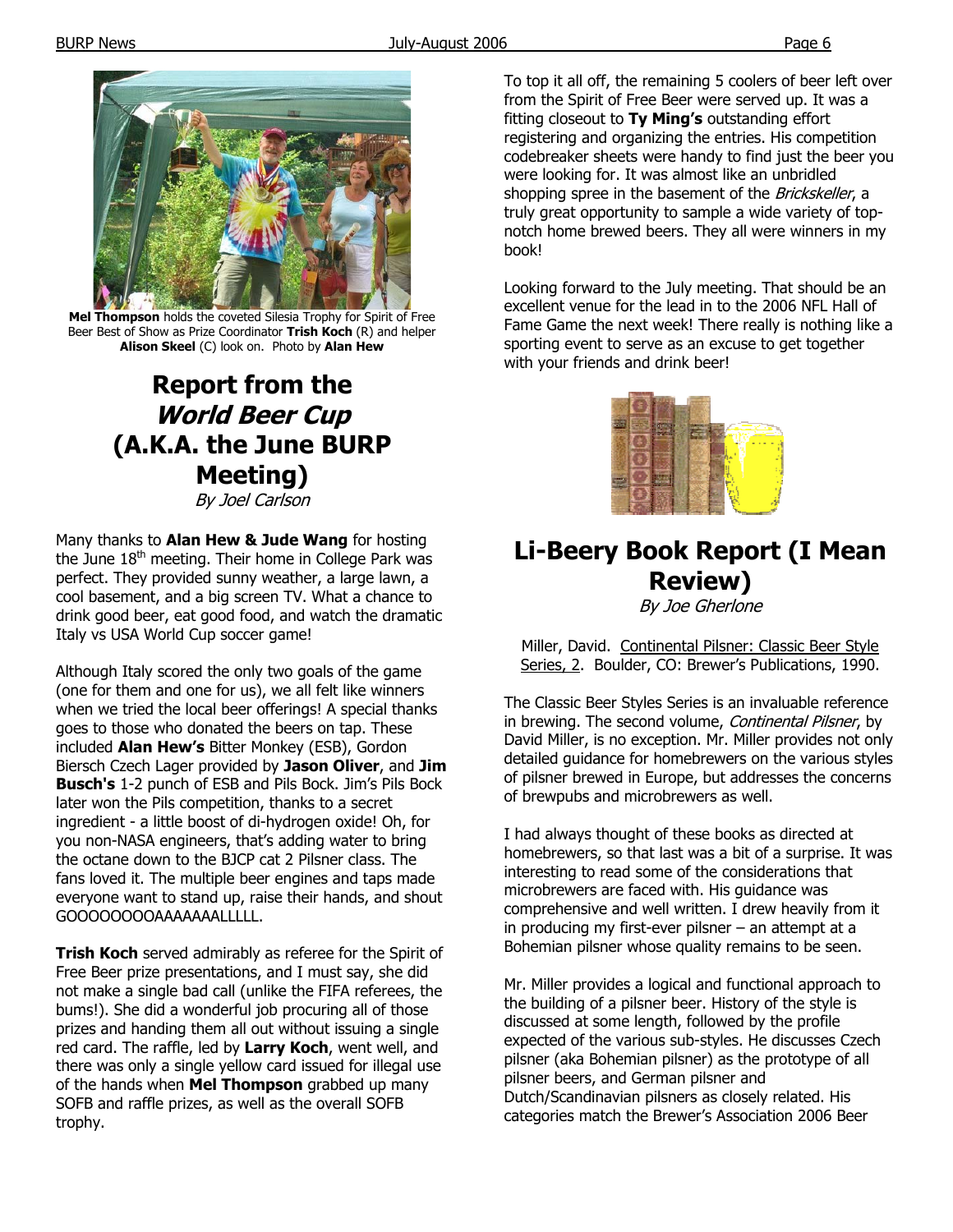**Mel Thompson** holds the coveted Silesia Trophy for Spirit of Free Beer Best of Show as Prize Coordinator **Trish Koch** (R) and helper **Alison Skeel** (C) look on. Photo by **Alan Hew**

# Report from the *World Beer Cup* (A.K.A. the June BURP Meeting)

*By Joel Carlson*

Many thanks to **Alan Hew & Jude Wang** for hosting the June 18th meeting. Their home in College Park was perfect. They provided sunny weather, a large lawn, a cool basement, and a big screen TV. What a chance to drink good beer, eat good food, and watch the dramatic Italy vs USA World Cup soccer game!

Although Italy scored the only two goals of the game (one for them and one for us), we all felt like winners when we tried the local beer offerings! A special thanks goes to those who donated the beers on tap. These included **Alan Hew's** Bitter Monkey (ESB), Gordon Biersch Czech Lager provided by **Jason Oliver**, and **Jim Busch's** 1-2 punch of ESB and Pils Bock. Jim's Pils Bock later won the Pils competition, thanks to a secret ingredient - a little boost of di-hydrogen oxide! Oh, for you non-NASA engineers, that's adding water to bring the octane down to the BJCP cat 2 Pilsner class. The fans loved it. The multiple beer engines and taps made everyone want to stand up, raise their hands, and shout GOOOOOOOOAAAAAAALLLLL.

**Trish Koch** served admirably as referee for the Spirit of Free Beer prize presentations, and I must say, she did not make a single bad call (unlike the FIFA referees, the bums!). She did a wonderful job procuring all of those prizes and handing them all out without issuing a single red card. The raffle, led by **Larry Koch**, went well, and there was only a single yellow card issued for illegal use of the hands when **Mel Thompson** grabbed up many SOFB and raffle prizes, as well as the overall SOFB trophy.

To top it all off, the remaining 5 coolers of beer left over from the Spirit of Free Beer were served up. It was a fitting closeout to **Ty Ming's** outstanding effort registering and organizing the entries. His competition codebreaker sheets were handy to find just the beer you were looking for. It was almost like an unbridled shopping spree in the basement of the *Brickskeller*, a truly great opportunity to sample a wide variety of top-notch home brewed beers. They all were winners in my book!

Looking forward to the July meeting. That should be an excellent venue for the lead in to the 2006 NFL Hall of Fame Game the next week! There really is nothing like a sporting event to serve as an excuse to get together with your friends and drink beer!

# Li-Beery Book Report (I Mean Review)

*By Joe Gherlone*

Miller, David. Continental Pilsner: Classic Beer Style Series, 2. Boulder, CO: Brewer's Publications, 1990.

The Classic Beer Styles Series is an invaluable reference in brewing. The second volume, *Continental Pilsner*, by David Miller, is no exception. Mr. Miller provides not only detailed guidance for homebrewers on the various styles of pilsner brewed in Europe, but addresses the concerns of brewpubs and microbrewers as well.

I had always thought of these books as directed at homebrewers, so that last was a bit of a surprise. It was interesting to read some of the considerations that microbrewers are faced with. His guidance was comprehensive and well written. I drew heavily from it in producing my first-ever pilsner – an attempt at a Bohemian pilsner whose quality remains to be seen.

Mr. Miller provides a logical and functional approach to the building of a pilsner beer. History of the style is discussed at some length, followed by the profile expected of the various sub-styles. He discusses Czech pilsner (aka Bohemian pilsner) as the prototype of all pilsner beers, and German pilsner and Dutch/Scandinavian pilsners as closely related. His categories match the Brewer's Association 2006 Beer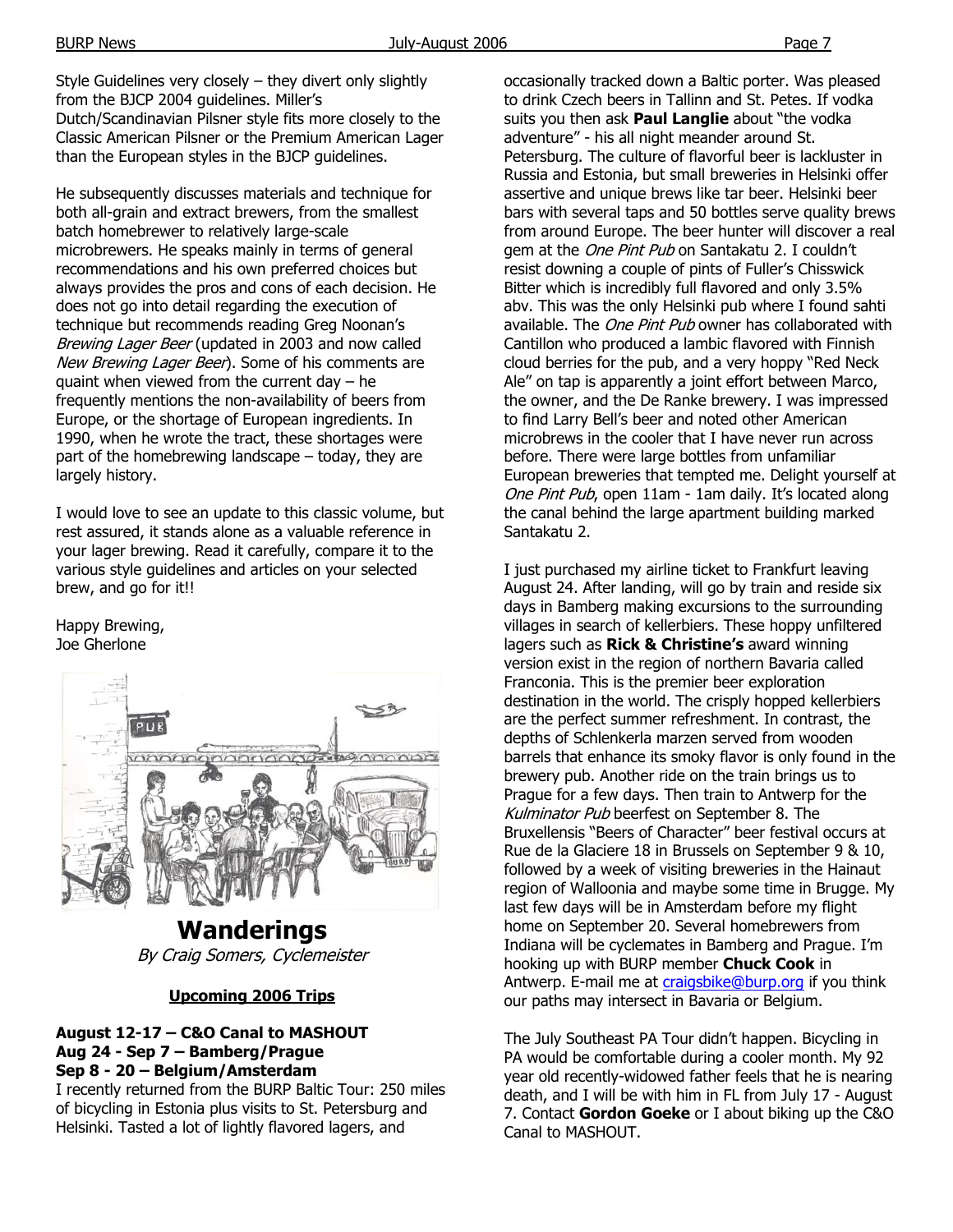Style Guidelines very closely – they divert only slightly from the BJCP 2004 guidelines. Miller's Dutch/Scandinavian Pilsner style fits more closely to the Classic American Pilsner or the Premium American Lager than the European styles in the BJCP guidelines.

He subsequently discusses materials and technique for both all-grain and extract brewers, from the smallest batch homebrewer to relatively large-scale microbrewers. He speaks mainly in terms of general recommendations and his own preferred choices but always provides the pros and cons of each decision. He does not go into detail regarding the execution of technique but recommends reading Greg Noonan's *Brewing Lager Beer* (updated in 2003 and now called *New Brewing Lager Beer*). Some of his comments are quaint when viewed from the current day – he frequently mentions the non-availability of beers from Europe, or the shortage of European ingredients. In 1990, when he wrote the tract, these shortages were part of the homebrewing landscape – today, they are largely history.

I would love to see an update to this classic volume, but rest assured, it stands alone as a valuable reference in your lager brewing. Read it carefully, compare it to the various style guidelines and articles on your selected brew, and go for it!!

Happy Brewing,
Joe Gherlone

# Wanderings

*By Craig Somers, Cyclemeister*

**Upcoming 2006 Trips**

**August 12-17 – C&O Canal to MASHOUT**
**Aug 24 - Sep 7 – Bamberg/Prague**
**Sep 8 - 20 – Belgium/Amsterdam**

I recently returned from the BURP Baltic Tour: 250 miles of bicycling in Estonia plus visits to St. Petersburg and Helsinki. Tasted a lot of lightly flavored lagers, and occasionally tracked down a Baltic porter. Was pleased to drink Czech beers in Tallinn and St. Petes. If vodka suits you then ask **Paul Langlie** about "the vodka adventure" - his all night meander around St. Petersburg. The culture of flavorful beer is lackluster in Russia and Estonia, but small breweries in Helsinki offer assertive and unique brews like tar beer. Helsinki beer bars with several taps and 50 bottles serve quality brews from around Europe. The beer hunter will discover a real gem at the *One Pint Pub* on Santakatu 2. I couldn't resist downing a couple of pints of Fuller's Chisswick Bitter which is incredibly full flavored and only 3.5% abv. This was the only Helsinki pub where I found sahti available. The *One Pint Pub* owner has collaborated with Cantillon who produced a lambic flavored with Finnish cloud berries for the pub, and a very hoppy "Red Neck Ale" on tap is apparently a joint effort between Marco, the owner, and the De Ranke brewery. I was impressed to find Larry Bell's beer and noted other American microbrews in the cooler that I have never run across before. There were large bottles from unfamiliar European breweries that tempted me. Delight yourself at *One Pint Pub*, open 11am - 1am daily. It's located along the canal behind the large apartment building marked Santakatu 2.

I just purchased my airline ticket to Frankfurt leaving August 24. After landing, will go by train and reside six days in Bamberg making excursions to the surrounding villages in search of kellerbiers. These hoppy unfiltered lagers such as **Rick & Christine's** award winning version exist in the region of northern Bavaria called Franconia. This is the premier beer exploration destination in the world. The crisply hopped kellerbiers are the perfect summer refreshment. In contrast, the depths of Schlenkerla marzen served from wooden barrels that enhance its smoky flavor is only found in the brewery pub. Another ride on the train brings us to Prague for a few days. Then train to Antwerp for the *Kulminator Pub* beerfest on September 8. The Bruxellensis "Beers of Character" beer festival occurs at Rue de la Glaciere 18 in Brussels on September 9 & 10, followed by a week of visiting breweries in the Hainaut region of Walloonia and maybe some time in Brugge. My last few days will be in Amsterdam before my flight home on September 20. Several homebrewers from Indiana will be cyclemates in Bamberg and Prague. I'm hooking up with BURP member **Chuck Cook** in Antwerp. E-mail me at craigsbike@burp.org if you think our paths may intersect in Bavaria or Belgium.

The July Southeast PA Tour didn't happen. Bicycling in PA would be comfortable during a cooler month. My 92 year old recently-widowed father feels that he is nearing death, and I will be with him in FL from July 17 - August 7. Contact **Gordon Goeke** or I about biking up the C&O Canal to MASHOUT.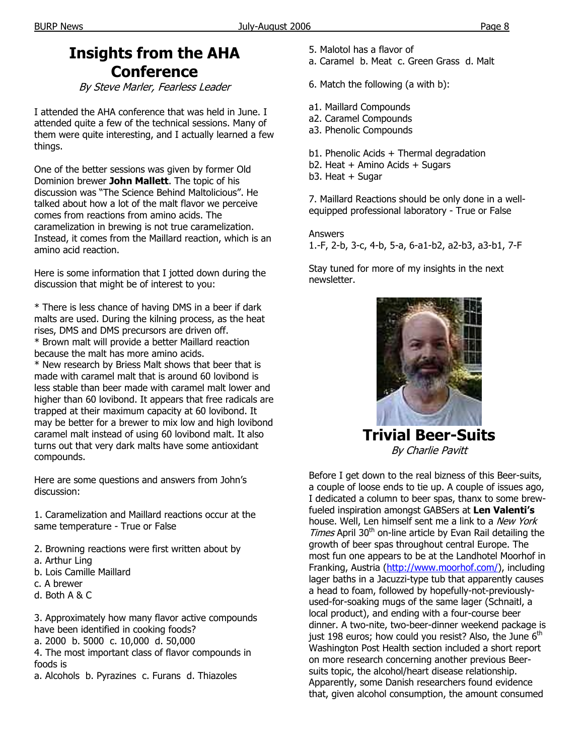# Insights from the AHA Conference

*By Steve Marler, Fearless Leader*

I attended the AHA conference that was held in June. I attended quite a few of the technical sessions. Many of them were quite interesting, and I actually learned a few things.

One of the better sessions was given by former Old Dominion brewer **John Mallett**. The topic of his discussion was "The Science Behind Maltolicious". He talked about how a lot of the malt flavor we perceive comes from reactions from amino acids. The caramelization in brewing is not true caramelization. Instead, it comes from the Maillard reaction, which is an amino acid reaction.

Here is some information that I jotted down during the discussion that might be of interest to you:

* There is less chance of having DMS in a beer if dark malts are used. During the kilning process, as the heat rises, DMS and DMS precursors are driven off.
* Brown malt will provide a better Maillard reaction because the malt has more amino acids.
* New research by Briess Malt shows that beer that is made with caramel malt that is around 60 lovibond is less stable than beer made with caramel malt lower and higher than 60 lovibond. It appears that free radicals are trapped at their maximum capacity at 60 lovibond. It may be better for a brewer to mix low and high lovibond caramel malt instead of using 60 lovibond malt. It also turns out that very dark malts have some antioxidant compounds.

Here are some questions and answers from John's discussion:

1. Caramelization and Maillard reactions occur at the same temperature - True or False

2. Browning reactions were first written about by
a. Arthur Ling
b. Lois Camille Maillard
c. A brewer
d. Both A & C

3. Approximately how many flavor active compounds have been identified in cooking foods?
a. 2000 b. 5000 c. 10,000 d. 50,000

4. The most important class of flavor compounds in foods is
a. Alcohols b. Pyrazines c. Furans d. Thiazoles

5. Malotol has a flavor of
a. Caramel b. Meat c. Green Grass d. Malt

6. Match the following (a with b):

a1. Maillard Compounds
a2. Caramel Compounds
a3. Phenolic Compounds

b1. Phenolic Acids + Thermal degradation
b2. Heat + Amino Acids + Sugars
b3. Heat + Sugar

7. Maillard Reactions should be only done in a well-equipped professional laboratory - True or False

Answers
1.-F, 2-b, 3-c, 4-b, 5-a, 6-a1-b2, a2-b3, a3-b1, 7-F

Stay tuned for more of my insights in the next newsletter.

# Trivial Beer-Suits

*By Charlie Pavitt*

Before I get down to the real bizness of this Beer-suits, a couple of loose ends to tie up. A couple of issues ago, I dedicated a column to beer spas, thanx to some brew-fueled inspiration amongst GABSers at **Len Valenti's** house. Well, Len himself sent me a link to a *New York Times* April 30th on-line article by Evan Rail detailing the growth of beer spas throughout central Europe. The most fun one appears to be at the Landhotel Moorhof in Franking, Austria (http://www.moorhof.com/), including lager baths in a Jacuzzi-type tub that apparently causes a head to foam, followed by hopefully-not-previously-used-for-soaking mugs of the same lager (Schnaitl, a local product), and ending with a four-course beer dinner. A two-nite, two-beer-dinner weekend package is just 198 euros; how could you resist? Also, the June 6th Washington Post Health section included a short report on more research concerning another previous Beer-suits topic, the alcohol/heart disease relationship. Apparently, some Danish researchers found evidence that, given alcohol consumption, the amount consumed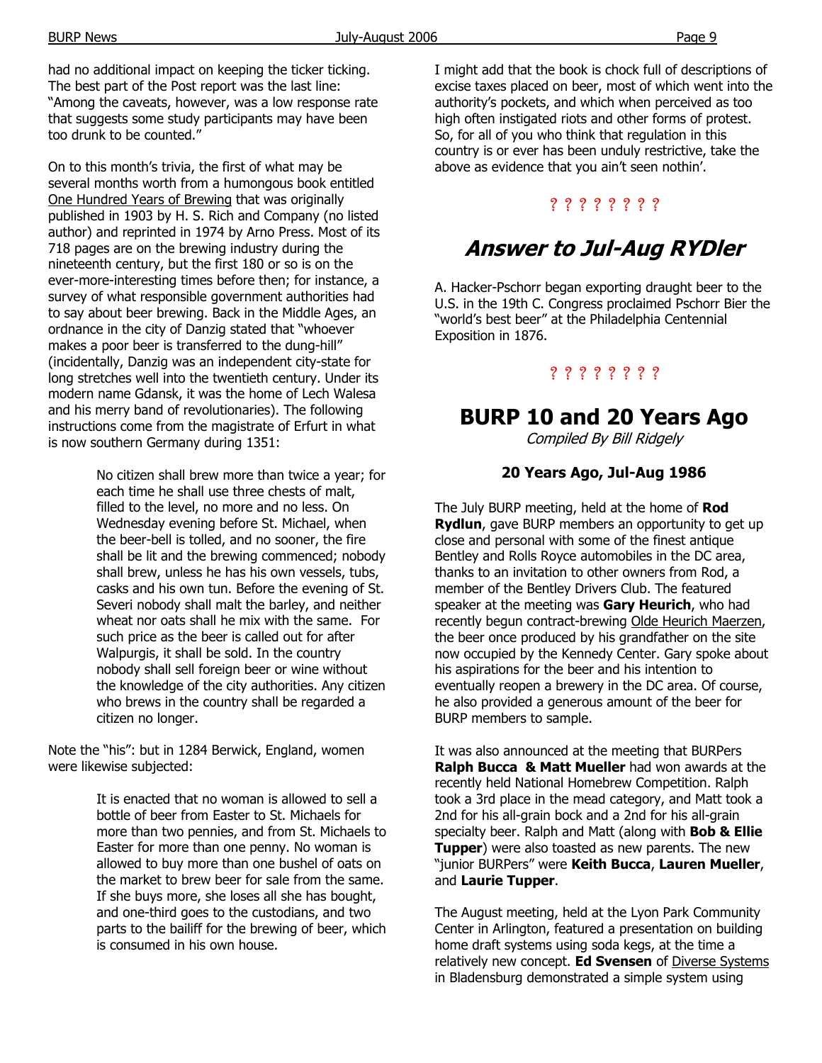had no additional impact on keeping the ticker ticking. The best part of the Post report was the last line: "Among the caveats, however, was a low response rate that suggests some study participants may have been too drunk to be counted."

On to this month's trivia, the first of what may be several months worth from a humongous book entitled One Hundred Years of Brewing that was originally published in 1903 by H. S. Rich and Company (no listed author) and reprinted in 1974 by Arno Press. Most of its 718 pages are on the brewing industry during the nineteenth century, but the first 180 or so is on the ever-more-interesting times before then; for instance, a survey of what responsible government authorities had to say about beer brewing. Back in the Middle Ages, an ordnance in the city of Danzig stated that "whoever makes a poor beer is transferred to the dung-hill" (incidentally, Danzig was an independent city-state for long stretches well into the twentieth century. Under its modern name Gdansk, it was the home of Lech Walesa and his merry band of revolutionaries). The following instructions come from the magistrate of Erfurt in what is now southern Germany during 1351:

> No citizen shall brew more than twice a year; for each time he shall use three chests of malt, filled to the level, no more and no less. On Wednesday evening before St. Michael, when the beer-bell is tolled, and no sooner, the fire shall be lit and the brewing commenced; nobody shall brew, unless he has his own vessels, tubs, casks and his own tun. Before the evening of St. Severi nobody shall malt the barley, and neither wheat nor oats shall he mix with the same. For such price as the beer is called out for after Walpurgis, it shall be sold. In the country nobody shall sell foreign beer or wine without the knowledge of the city authorities. Any citizen who brews in the country shall be regarded a citizen no longer.

Note the "his": but in 1284 Berwick, England, women were likewise subjected:

> It is enacted that no woman is allowed to sell a bottle of beer from Easter to St. Michaels for more than two pennies, and from St. Michaels to Easter for more than one penny. No woman is allowed to buy more than one bushel of oats on the market to brew beer for sale from the same. If she buys more, she loses all she has bought, and one-third goes to the custodians, and two parts to the bailiff for the brewing of beer, which is consumed in his own house.

I might add that the book is chock full of descriptions of excise taxes placed on beer, most of which went into the authority's pockets, and which when perceived as too high often instigated riots and other forms of protest. So, for all of you who think that regulation in this country is or ever has been unduly restrictive, take the above as evidence that you ain't seen nothin'.

? ? ? ? ? ? ? ?

## *Answer to Jul-Aug RYDler*

A. Hacker-Pschorr began exporting draught beer to the U.S. in the 19th C. Congress proclaimed Pschorr Bier the "world's best beer" at the Philadelphia Centennial Exposition in 1876.

? ? ? ? ? ? ? ?

## BURP 10 and 20 Years Ago

*Compiled By Bill Ridgely*

### 20 Years Ago, Jul-Aug 1986

The July BURP meeting, held at the home of **Rod Rydlun**, gave BURP members an opportunity to get up close and personal with some of the finest antique Bentley and Rolls Royce automobiles in the DC area, thanks to an invitation to other owners from Rod, a member of the Bentley Drivers Club. The featured speaker at the meeting was **Gary Heurich**, who had recently begun contract-brewing Olde Heurich Maerzen, the beer once produced by his grandfather on the site now occupied by the Kennedy Center. Gary spoke about his aspirations for the beer and his intention to eventually reopen a brewery in the DC area. Of course, he also provided a generous amount of the beer for BURP members to sample.

It was also announced at the meeting that BURPers **Ralph Bucca & Matt Mueller** had won awards at the recently held National Homebrew Competition. Ralph took a 3rd place in the mead category, and Matt took a 2nd for his all-grain bock and a 2nd for his all-grain specialty beer. Ralph and Matt (along with **Bob & Ellie Tupper**) were also toasted as new parents. The new "junior BURPers" were **Keith Bucca**, **Lauren Mueller**, and **Laurie Tupper**.

The August meeting, held at the Lyon Park Community Center in Arlington, featured a presentation on building home draft systems using soda kegs, at the time a relatively new concept. **Ed Svensen** of Diverse Systems in Bladensburg demonstrated a simple system using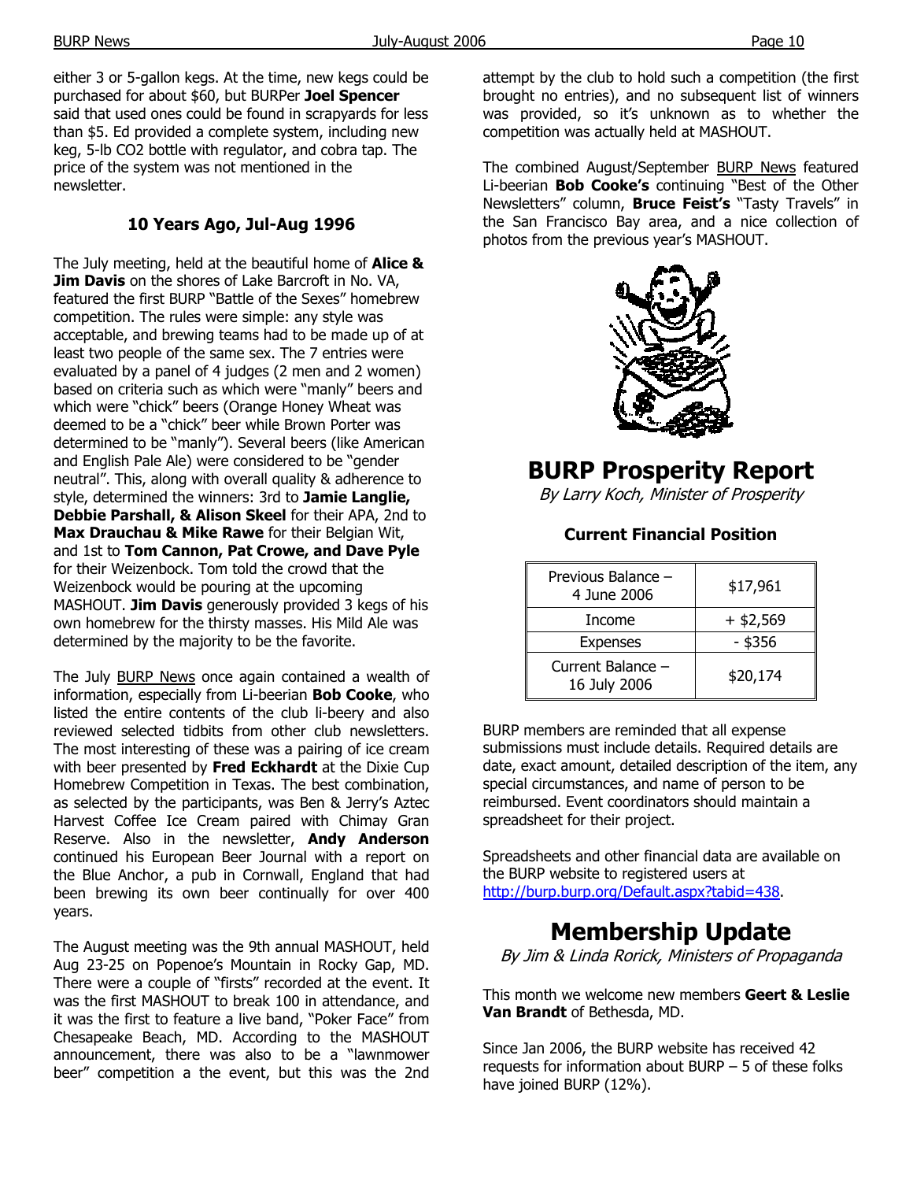either 3 or 5-gallon kegs. At the time, new kegs could be purchased for about $60, but BURPer **Joel Spencer** said that used ones could be found in scrapyards for less than $5. Ed provided a complete system, including new keg, 5-lb CO2 bottle with regulator, and cobra tap. The price of the system was not mentioned in the newsletter.

### 10 Years Ago, Jul-Aug 1996

The July meeting, held at the beautiful home of **Alice & Jim Davis** on the shores of Lake Barcroft in No. VA, featured the first BURP "Battle of the Sexes" homebrew competition. The rules were simple: any style was acceptable, and brewing teams had to be made up of at least two people of the same sex. The 7 entries were evaluated by a panel of 4 judges (2 men and 2 women) based on criteria such as which were "manly" beers and which were "chick" beers (Orange Honey Wheat was deemed to be a "chick" beer while Brown Porter was determined to be "manly"). Several beers (like American and English Pale Ale) were considered to be "gender neutral". This, along with overall quality & adherence to style, determined the winners: 3rd to **Jamie Langlie, Debbie Parshall, & Alison Skeel** for their APA, 2nd to **Max Drauchau & Mike Rawe** for their Belgian Wit, and 1st to **Tom Cannon, Pat Crowe, and Dave Pyle** for their Weizenbock. Tom told the crowd that the Weizenbock would be pouring at the upcoming MASHOUT. **Jim Davis** generously provided 3 kegs of his own homebrew for the thirsty masses. His Mild Ale was determined by the majority to be the favorite.

The July BURP News once again contained a wealth of information, especially from Li-beerian **Bob Cooke**, who listed the entire contents of the club li-beery and also reviewed selected tidbits from other club newsletters. The most interesting of these was a pairing of ice cream with beer presented by **Fred Eckhardt** at the Dixie Cup Homebrew Competition in Texas. The best combination, as selected by the participants, was Ben & Jerry's Aztec Harvest Coffee Ice Cream paired with Chimay Gran Reserve. Also in the newsletter, **Andy Anderson** continued his European Beer Journal with a report on the Blue Anchor, a pub in Cornwall, England that had been brewing its own beer continually for over 400 years.

The August meeting was the 9th annual MASHOUT, held Aug 23-25 on Popenoe's Mountain in Rocky Gap, MD. There were a couple of "firsts" recorded at the event. It was the first MASHOUT to break 100 in attendance, and it was the first to feature a live band, "Poker Face" from Chesapeake Beach, MD. According to the MASHOUT announcement, there was also to be a "lawnmower beer" competition a the event, but this was the 2nd attempt by the club to hold such a competition (the first brought no entries), and no subsequent list of winners was provided, so it's unknown as to whether the competition was actually held at MASHOUT.

The combined August/September BURP News featured Li-beerian **Bob Cooke's** continuing "Best of the Other Newsletters" column, **Bruce Feist's** "Tasty Travels" in the San Francisco Bay area, and a nice collection of photos from the previous year's MASHOUT.

# BURP Prosperity Report

*By Larry Koch, Minister of Prosperity*

### Current Financial Position

| | |
|---|---|
| Previous Balance – 4 June 2006 | $17,961 |
| Income | + $2,569 |
| Expenses | - $356 |
| Current Balance – 16 July 2006 | $20,174 |

BURP members are reminded that all expense submissions must include details. Required details are date, exact amount, detailed description of the item, any special circumstances, and name of person to be reimbursed. Event coordinators should maintain a spreadsheet for their project.

Spreadsheets and other financial data are available on the BURP website to registered users at http://burp.burp.org/Default.aspx?tabid=438.

# Membership Update

*By Jim & Linda Rorick, Ministers of Propaganda*

This month we welcome new members **Geert & Leslie Van Brandt** of Bethesda, MD.

Since Jan 2006, the BURP website has received 42 requests for information about BURP – 5 of these folks have joined BURP (12%).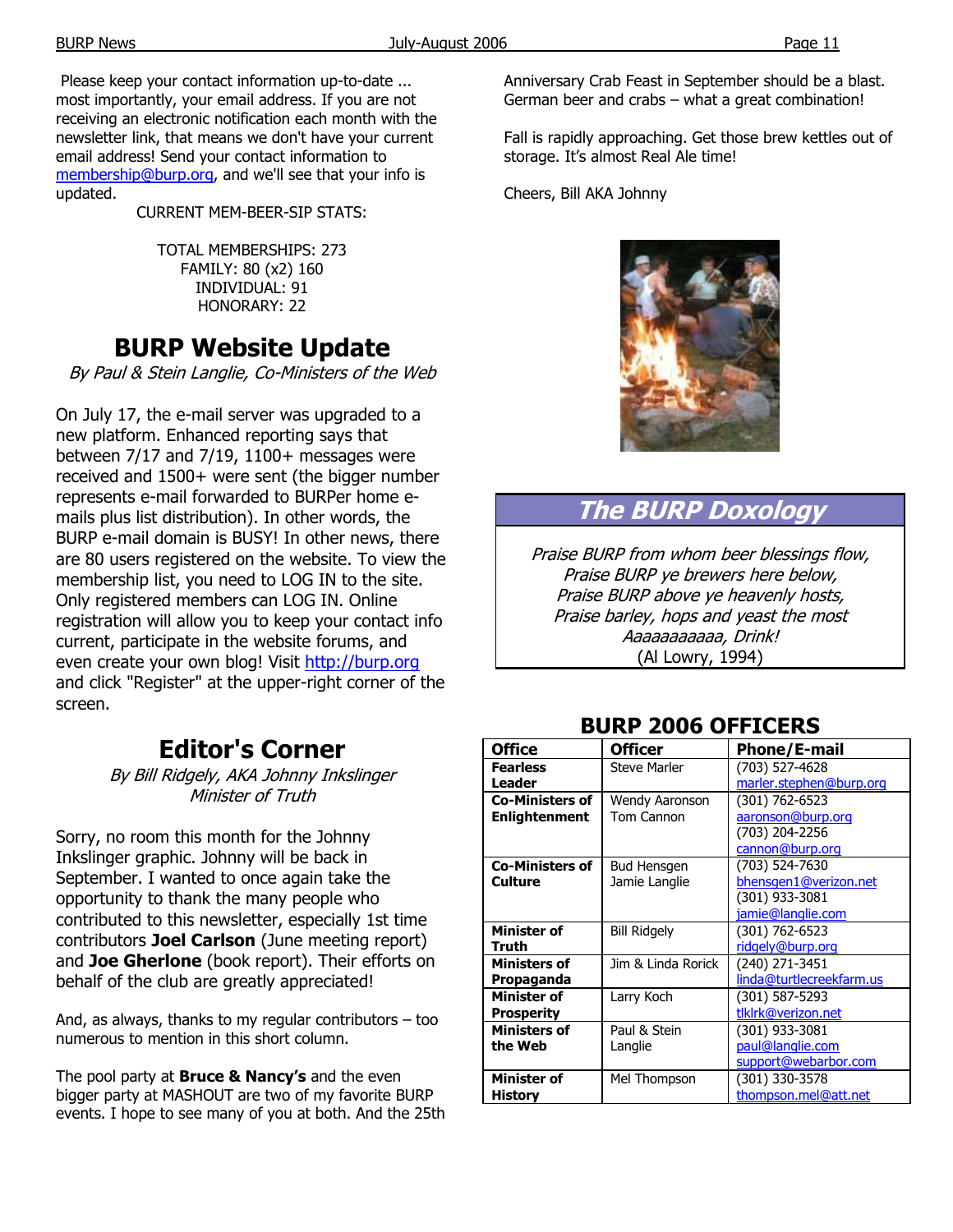Please keep your contact information up-to-date ... most importantly, your email address. If you are not receiving an electronic notification each month with the newsletter link, that means we don't have your current email address! Send your contact information to membership@burp.org, and we'll see that your info is updated.

CURRENT MEM-BEER-SIP STATS:

TOTAL MEMBERSHIPS: 273
FAMILY: 80 (x2) 160
INDIVIDUAL: 91
HONORARY: 22

## BURP Website Update

*By Paul & Stein Langlie, Co-Ministers of the Web*

On July 17, the e-mail server was upgraded to a new platform. Enhanced reporting says that between 7/17 and 7/19, 1100+ messages were received and 1500+ were sent (the bigger number represents e-mail forwarded to BURPer home e-mails plus list distribution). In other words, the BURP e-mail domain is BUSY! In other news, there are 80 users registered on the website. To view the membership list, you need to LOG IN to the site. Only registered members can LOG IN. Online registration will allow you to keep your contact info current, participate in the website forums, and even create your own blog! Visit http://burp.org and click "Register" at the upper-right corner of the screen.

## Editor's Corner

*By Bill Ridgely, AKA Johnny Inkslinger*
*Minister of Truth*

Sorry, no room this month for the Johnny Inkslinger graphic. Johnny will be back in September. I wanted to once again take the opportunity to thank the many people who contributed to this newsletter, especially 1st time contributors **Joel Carlson** (June meeting report) and **Joe Gherlone** (book report). Their efforts on behalf of the club are greatly appreciated!

And, as always, thanks to my regular contributors – too numerous to mention in this short column.

The pool party at **Bruce & Nancy's** and the even bigger party at MASHOUT are two of my favorite BURP events. I hope to see many of you at both. And the 25th Anniversary Crab Feast in September should be a blast. German beer and crabs – what a great combination!

Fall is rapidly approaching. Get those brew kettles out of storage. It's almost Real Ale time!

Cheers, Bill AKA Johnny

## The BURP Doxology

*Praise BURP from whom beer blessings flow,*
*Praise BURP ye brewers here below,*
*Praise BURP above ye heavenly hosts,*
*Praise barley, hops and yeast the most*
*Aaaaaaaaaa, Drink!*
(Al Lowry, 1994)

## BURP 2006 OFFICERS

| Office | Officer | Phone/E-mail |
|---|---|---|
| **Fearless Leader** | Steve Marler | (703) 527-4628<br>marler.stephen@burp.org |
| **Co-Ministers of Enlightenment** | Wendy Aaronson<br>Tom Cannon | (301) 762-6523<br>aaronson@burp.org<br>(703) 204-2256<br>cannon@burp.org |
| **Co-Ministers of Culture** | Bud Hensgen<br>Jamie Langlie | (703) 524-7630<br>bhensgen1@verizon.net<br>(301) 933-3081<br>jamie@langlie.com |
| **Minister of Truth** | Bill Ridgely | (301) 762-6523<br>ridgely@burp.org |
| **Ministers of Propaganda** | Jim & Linda Rorick | (240) 271-3451<br>linda@turtlecreekfarm.us |
| **Minister of Prosperity** | Larry Koch | (301) 587-5293<br>tlklrk@verizon.net |
| **Ministers of the Web** | Paul & Stein Langlie | (301) 933-3081<br>paul@langlie.com<br>support@webarbor.com |
| **Minister of History** | Mel Thompson | (301) 330-3578<br>thompson.mel@att.net |